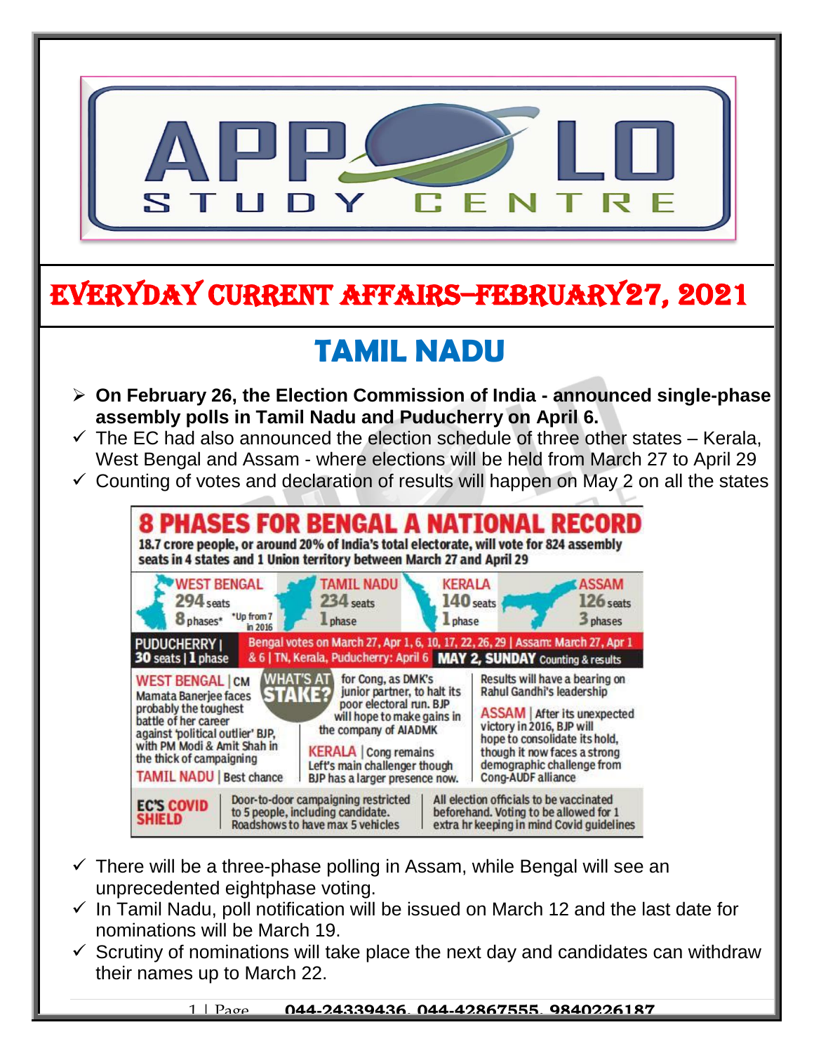# EVERYDAY CURRENT AFFAIRS–FEBRUARY27, 2021

## TAMIL NADU

- **On February 26, the Election Commission of India - announced single-phase assembly polls in Tamil Nadu and Puducherry on April 6.**
- The EC had also announced the election schedule of three other states – Kerala, West Bengal and Assam - where elections will be held from March 27 to April 29
- Counting of votes and declaration of results will happen on May 2 on all the states

**8 PHASES FOR BENGAL A NATIONAL RECORD**

18.7 crore people, or around 20% of India's total electorate, will vote for 824 assembly seats in 4 states and 1 Union territory between March 27 and April 29

| State | Seats | Phases |
|---|---|---|
| WEST BENGAL | 294 seats | 8 phases* (*Up from 7 in 2016) |
| TAMIL NADU | 234 seats | 1 phase |
| KERALA | 140 seats | 1 phase |
| ASSAM | 126 seats | 3 phases |
| PUDUCHERRY | 30 seats | 1 phase |

Bengal votes on March 27, Apr 1, 6, 10, 17, 22, 26, 29 | Assam: March 27, Apr 1 & 6 | TN, Kerala, Puducherry: April 6

**MAY 2, SUNDAY** Counting & results

**WHAT'S AT STAKE?**

WEST BENGAL | CM Mamata Banerjee faces probably the toughest battle of her career against 'political outlier' BJP, with PM Modi & Amit Shah in the thick of campaigning

TAMIL NADU | Best chance for Cong, as DMK's junior partner, to halt its poor electoral run. BJP will hope to make gains in the company of AIADMK

KERALA | Cong remains Left's main challenger though BJP has a larger presence now. Results will have a bearing on Rahul Gandhi's leadership

ASSAM | After its unexpected victory in 2016, BJP will hope to consolidate its hold, though it now faces a strong demographic challenge from Cong-AUDF alliance

**EC'S COVID SHIELD**

Door-to-door campaigning restricted to 5 people, including candidate. Roadshows to have max 5 vehicles

All election officials to be vaccinated beforehand. Voting to be allowed for 1 extra hr keeping in mind Covid guidelines

- There will be a three-phase polling in Assam, while Bengal will see an unprecedented eightphase voting.
- In Tamil Nadu, poll notification will be issued on March 12 and the last date for nominations will be March 19.
- Scrutiny of nominations will take place the next day and candidates can withdraw their names up to March 22.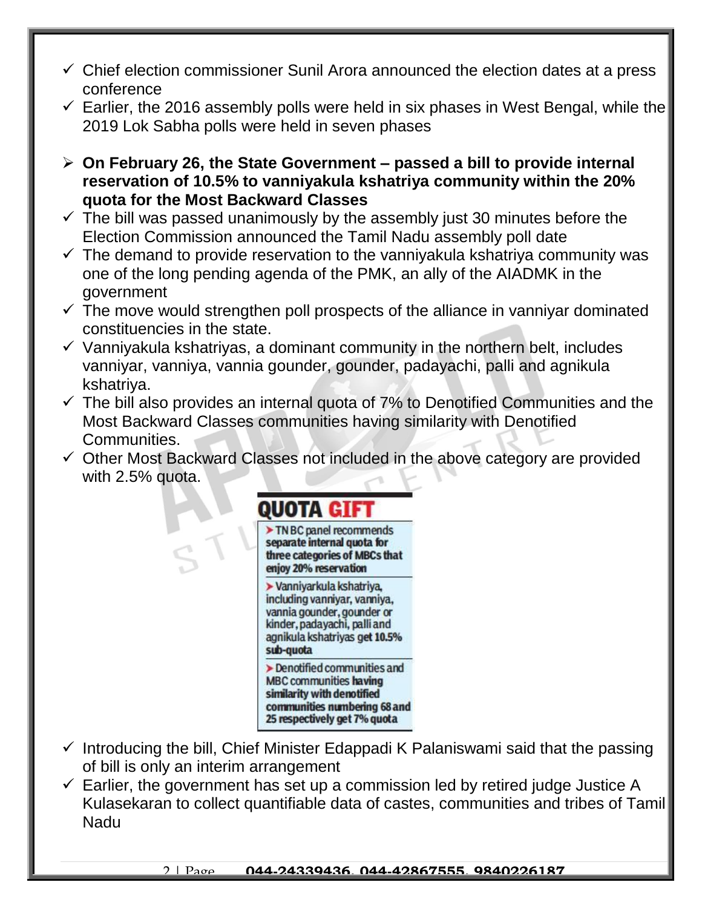- ✓ Chief election commissioner Sunil Arora announced the election dates at a press conference
- ✓ Earlier, the 2016 assembly polls were held in six phases in West Bengal, while the 2019 Lok Sabha polls were held in seven phases

➢ **On February 26, the State Government – passed a bill to provide internal reservation of 10.5% to vanniyakula kshatriya community within the 20% quota for the Most Backward Classes**

- ✓ The bill was passed unanimously by the assembly just 30 minutes before the Election Commission announced the Tamil Nadu assembly poll date
- ✓ The demand to provide reservation to the vanniyakula kshatriya community was one of the long pending agenda of the PMK, an ally of the AIADMK in the government
- ✓ The move would strengthen poll prospects of the alliance in vanniyar dominated constituencies in the state.
- ✓ Vanniyakula kshatriyas, a dominant community in the northern belt, includes vanniyar, vanniya, vannia gounder, gounder, padayachi, palli and agnikula kshatriya.
- ✓ The bill also provides an internal quota of 7% to Denotified Communities and the Most Backward Classes communities having similarity with Denotified Communities.
- ✓ Other Most Backward Classes not included in the above category are provided with 2.5% quota.

**QUOTA GIFT**

- TN BC panel recommends **separate internal quota for three categories of MBCs that enjoy 20% reservation**
- Vanniyarkula kshatriya, including vanniyar, vanniya, vannia gounder, gounder or kinder, padayachi, palli and agnikula kshatriyas **get 10.5% sub-quota**
- Denotified communities and MBC communities **having similarity with denotified communities numbering 68 and 25 respectively get 7% quota**

- ✓ Introducing the bill, Chief Minister Edappadi K Palaniswami said that the passing of bill is only an interim arrangement
- ✓ Earlier, the government has set up a commission led by retired judge Justice A Kulasekaran to collect quantifiable data of castes, communities and tribes of Tamil Nadu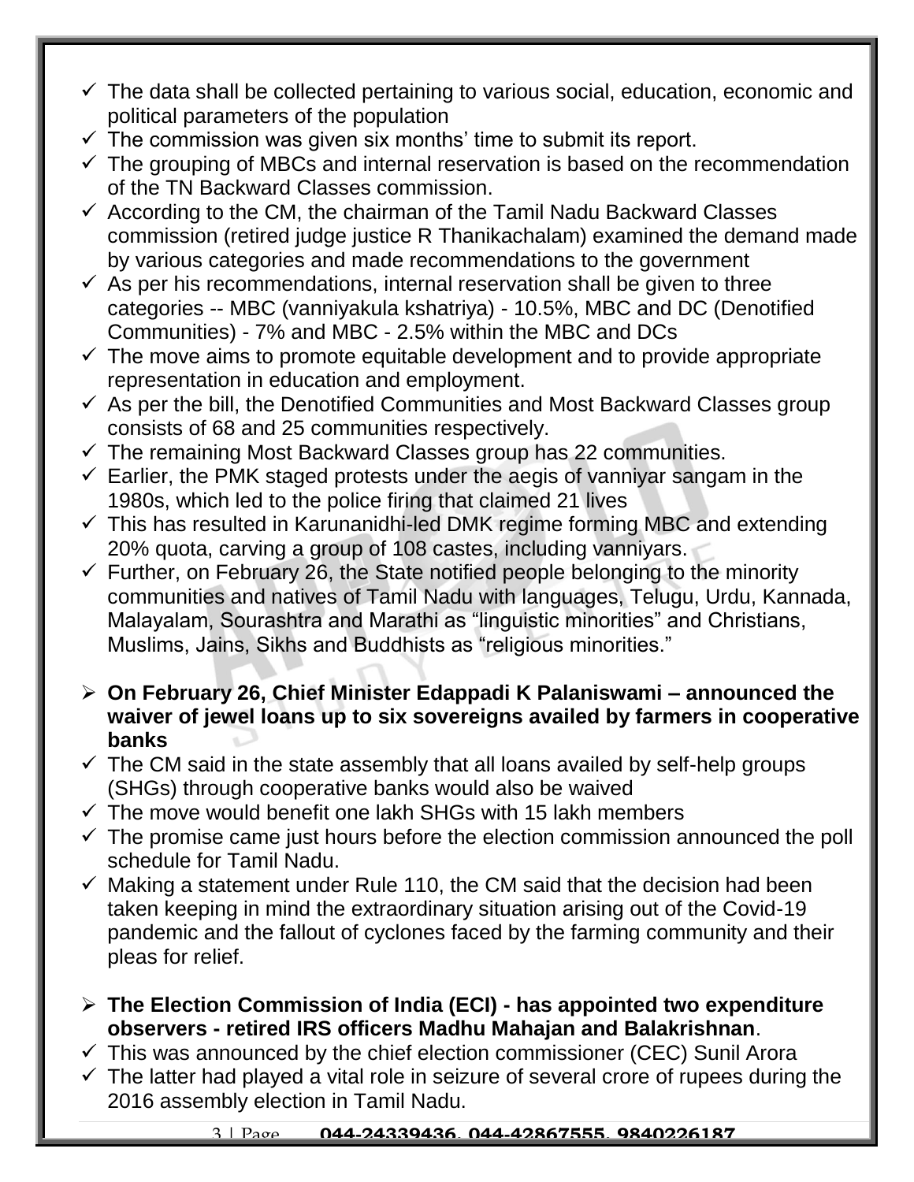- ✓ The data shall be collected pertaining to various social, education, economic and political parameters of the population
- ✓ The commission was given six months' time to submit its report.
- ✓ The grouping of MBCs and internal reservation is based on the recommendation of the TN Backward Classes commission.
- ✓ According to the CM, the chairman of the Tamil Nadu Backward Classes commission (retired judge justice R Thanikachalam) examined the demand made by various categories and made recommendations to the government
- ✓ As per his recommendations, internal reservation shall be given to three categories -- MBC (vanniyakula kshatriya) - 10.5%, MBC and DC (Denotified Communities) - 7% and MBC - 2.5% within the MBC and DCs
- ✓ The move aims to promote equitable development and to provide appropriate representation in education and employment.
- ✓ As per the bill, the Denotified Communities and Most Backward Classes group consists of 68 and 25 communities respectively.
- ✓ The remaining Most Backward Classes group has 22 communities.
- ✓ Earlier, the PMK staged protests under the aegis of vanniyar sangam in the 1980s, which led to the police firing that claimed 21 lives
- ✓ This has resulted in Karunanidhi-led DMK regime forming MBC and extending 20% quota, carving a group of 108 castes, including vanniyars.
- ✓ Further, on February 26, the State notified people belonging to the minority communities and natives of Tamil Nadu with languages, Telugu, Urdu, Kannada, Malayalam, Sourashtra and Marathi as "linguistic minorities" and Christians, Muslims, Jains, Sikhs and Buddhists as "religious minorities."

- **On February 26, Chief Minister Edappadi K Palaniswami – announced the waiver of jewel loans up to six sovereigns availed by farmers in cooperative banks**
- ✓ The CM said in the state assembly that all loans availed by self-help groups (SHGs) through cooperative banks would also be waived
- ✓ The move would benefit one lakh SHGs with 15 lakh members
- ✓ The promise came just hours before the election commission announced the poll schedule for Tamil Nadu.
- ✓ Making a statement under Rule 110, the CM said that the decision had been taken keeping in mind the extraordinary situation arising out of the Covid-19 pandemic and the fallout of cyclones faced by the farming community and their pleas for relief.

- **The Election Commission of India (ECI) - has appointed two expenditure observers - retired IRS officers Madhu Mahajan and Balakrishnan**.
- ✓ This was announced by the chief election commissioner (CEC) Sunil Arora
- ✓ The latter had played a vital role in seizure of several crore of rupees during the 2016 assembly election in Tamil Nadu.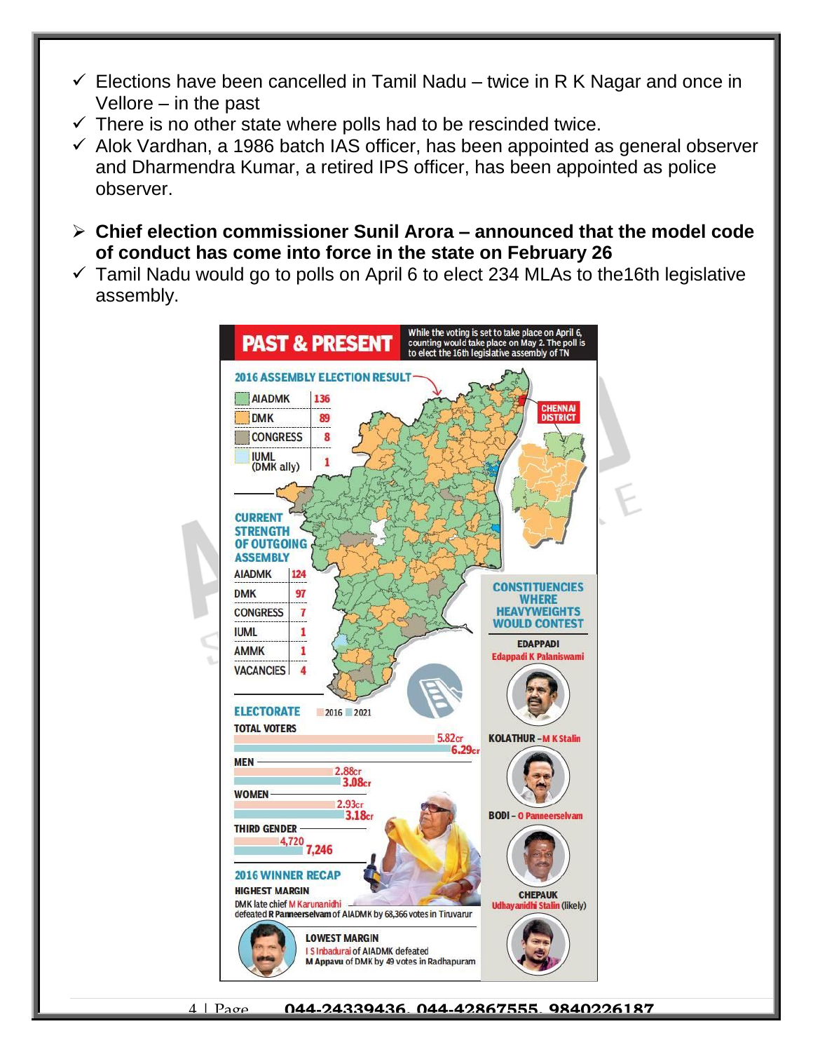- ✓ Elections have been cancelled in Tamil Nadu – twice in R K Nagar and once in Vellore – in the past
- ✓ There is no other state where polls had to be rescinded twice.
- ✓ Alok Vardhan, a 1986 batch IAS officer, has been appointed as general observer and Dharmendra Kumar, a retired IPS officer, has been appointed as police observer.

- ➢ **Chief election commissioner Sunil Arora – announced that the model code of conduct has come into force in the state on February 26**
- ✓ Tamil Nadu would go to polls on April 6 to elect 234 MLAs to the16th legislative assembly.

## PAST & PRESENT

While the voting is set to take place on April 6, counting would take place on May 2. The poll is to elect the 16th legislative assembly of TN

**2016 ASSEMBLY ELECTION RESULT**

| Party | Seats |
|---|---|
| AIADMK | 136 |
| DMK | 89 |
| CONGRESS | 8 |
| IUML (DMK ally) | 1 |

CHENNAI DISTRICT

**CURRENT STRENGTH OF OUTGOING ASSEMBLY**

| Party | Seats |
|---|---|
| AIADMK | 124 |
| DMK | 97 |
| CONGRESS | 7 |
| IUML | 1 |
| AMMK | 1 |
| VACANCIES | 4 |

**ELECTORATE** (2016 / 2021)

| | 2016 | 2021 |
|---|---|---|
| TOTAL VOTERS | 5.82cr | 6.29cr |
| MEN | 2.88cr | 3.08cr |
| WOMEN | 2.93cr | 3.18cr |
| THIRD GENDER | 4,720 | 7,246 |

**2016 WINNER RECAP**

**HIGHEST MARGIN**

DMK late chief M Karunanidhi defeated R Panneerselvam of AIADMK by 68,366 votes in Tiruvarur

**LOWEST MARGIN**

I S Inbadurai of AIADMK defeated M Appavu of DMK by 49 votes in Radhapuram

**CONSTITUENCIES WHERE HEAVYWEIGHTS WOULD CONTEST**

- EDAPPADI – Edappadi K Palaniswami
- KOLATHUR – M K Stalin
- BODI – O Panneerselvam
- CHEPAUK – Udhayanidhi Stalin (likely)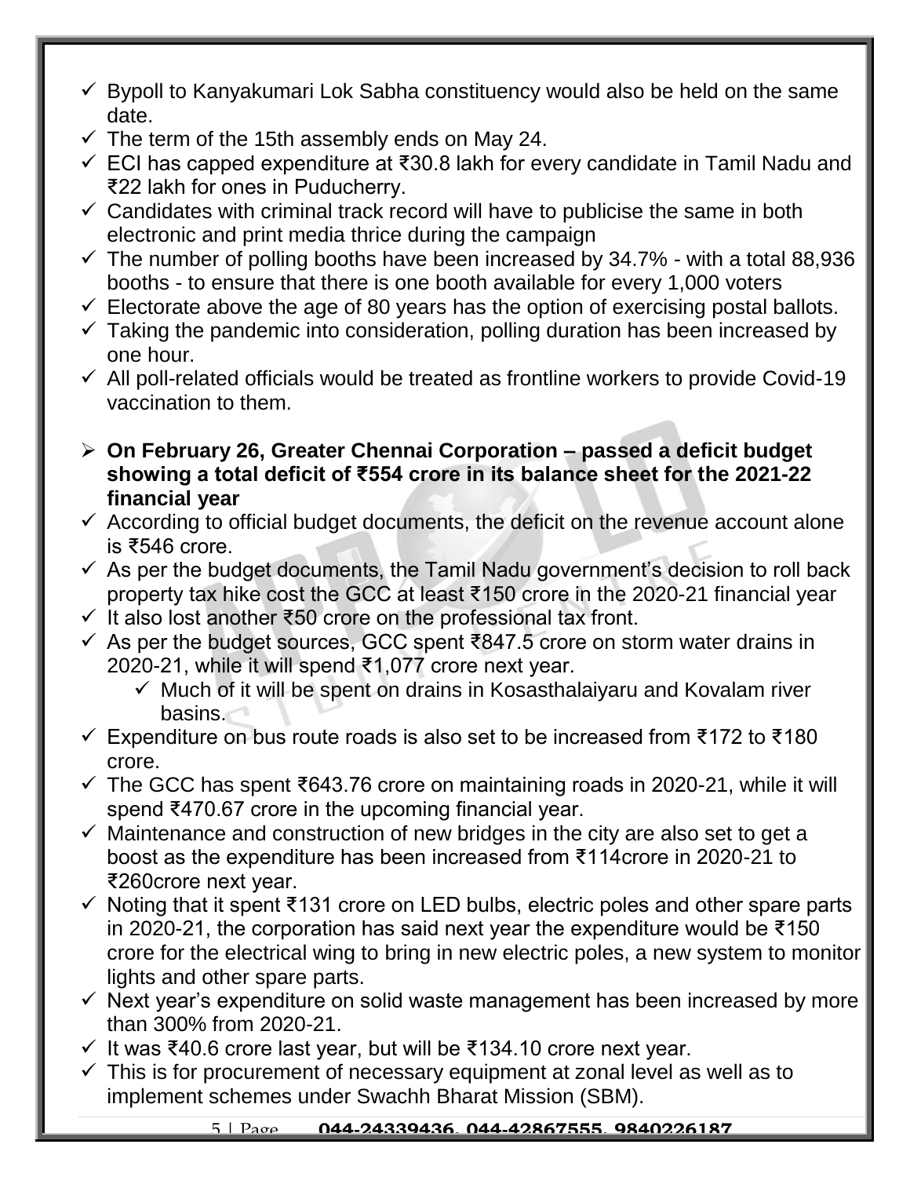- ✓ Bypoll to Kanyakumari Lok Sabha constituency would also be held on the same date.
- ✓ The term of the 15th assembly ends on May 24.
- ✓ ECI has capped expenditure at ₹30.8 lakh for every candidate in Tamil Nadu and ₹22 lakh for ones in Puducherry.
- ✓ Candidates with criminal track record will have to publicise the same in both electronic and print media thrice during the campaign
- ✓ The number of polling booths have been increased by 34.7% - with a total 88,936 booths - to ensure that there is one booth available for every 1,000 voters
- ✓ Electorate above the age of 80 years has the option of exercising postal ballots.
- ✓ Taking the pandemic into consideration, polling duration has been increased by one hour.
- ✓ All poll-related officials would be treated as frontline workers to provide Covid-19 vaccination to them.

➢ **On February 26, Greater Chennai Corporation – passed a deficit budget showing a total deficit of ₹554 crore in its balance sheet for the 2021-22 financial year**

- ✓ According to official budget documents, the deficit on the revenue account alone is ₹546 crore.
- ✓ As per the budget documents, the Tamil Nadu government's decision to roll back property tax hike cost the GCC at least ₹150 crore in the 2020-21 financial year
- ✓ It also lost another ₹50 crore on the professional tax front.
- ✓ As per the budget sources, GCC spent ₹847.5 crore on storm water drains in 2020-21, while it will spend ₹1,077 crore next year.
  - ✓ Much of it will be spent on drains in Kosasthalaiyaru and Kovalam river basins.
- ✓ Expenditure on bus route roads is also set to be increased from ₹172 to ₹180 crore.
- ✓ The GCC has spent ₹643.76 crore on maintaining roads in 2020-21, while it will spend ₹470.67 crore in the upcoming financial year.
- ✓ Maintenance and construction of new bridges in the city are also set to get a boost as the expenditure has been increased from ₹114crore in 2020-21 to ₹260crore next year.
- ✓ Noting that it spent ₹131 crore on LED bulbs, electric poles and other spare parts in 2020-21, the corporation has said next year the expenditure would be ₹150 crore for the electrical wing to bring in new electric poles, a new system to monitor lights and other spare parts.
- ✓ Next year's expenditure on solid waste management has been increased by more than 300% from 2020-21.
- ✓ It was ₹40.6 crore last year, but will be ₹134.10 crore next year.
- ✓ This is for procurement of necessary equipment at zonal level as well as to implement schemes under Swachh Bharat Mission (SBM).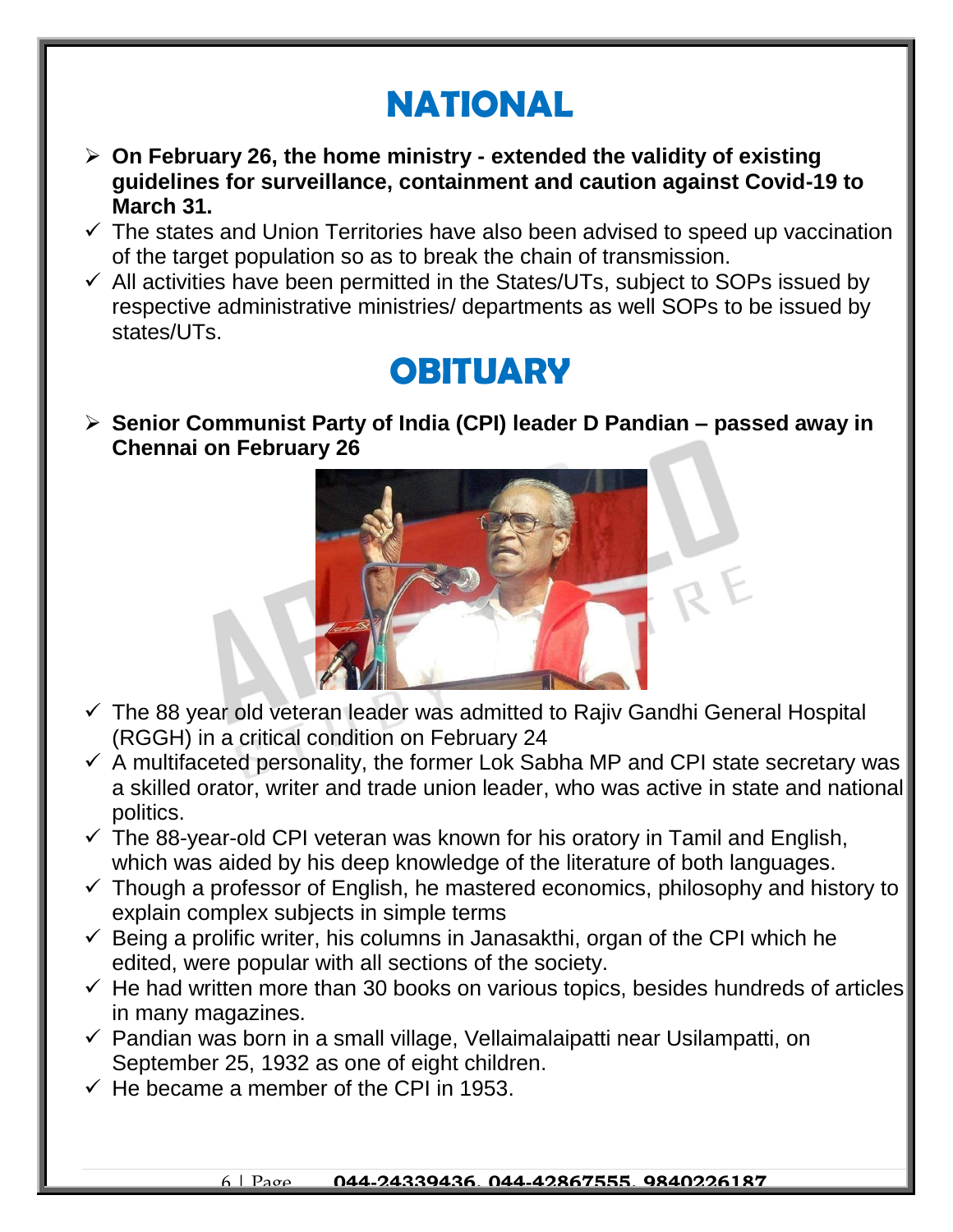# NATIONAL

- **On February 26, the home ministry - extended the validity of existing guidelines for surveillance, containment and caution against Covid-19 to March 31.**
  - The states and Union Territories have also been advised to speed up vaccination of the target population so as to break the chain of transmission.
  - All activities have been permitted in the States/UTs, subject to SOPs issued by respective administrative ministries/ departments as well SOPs to be issued by states/UTs.

# OBITUARY

- **Senior Communist Party of India (CPI) leader D Pandian – passed away in Chennai on February 26**
  - The 88 year old veteran leader was admitted to Rajiv Gandhi General Hospital (RGGH) in a critical condition on February 24
  - A multifaceted personality, the former Lok Sabha MP and CPI state secretary was a skilled orator, writer and trade union leader, who was active in state and national politics.
  - The 88-year-old CPI veteran was known for his oratory in Tamil and English, which was aided by his deep knowledge of the literature of both languages.
  - Though a professor of English, he mastered economics, philosophy and history to explain complex subjects in simple terms
  - Being a prolific writer, his columns in Janasakthi, organ of the CPI which he edited, were popular with all sections of the society.
  - He had written more than 30 books on various topics, besides hundreds of articles in many magazines.
  - Pandian was born in a small village, Vellaimalaipatti near Usilampatti, on September 25, 1932 as one of eight children.
  - He became a member of the CPI in 1953.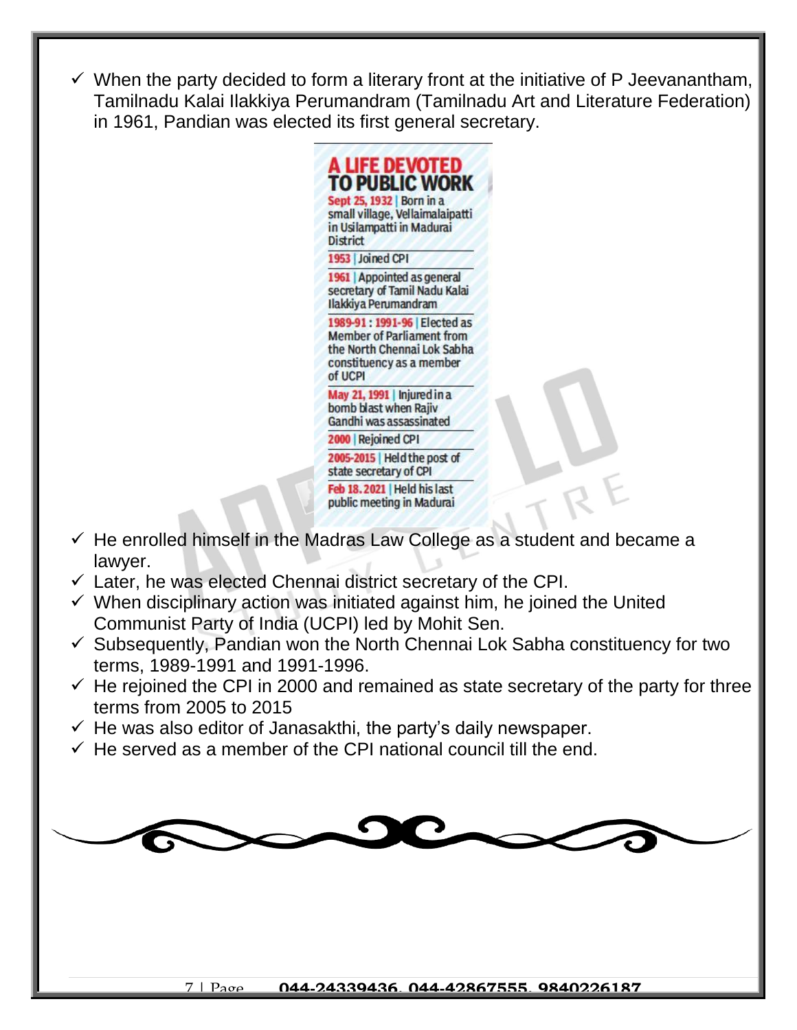- ✓ When the party decided to form a literary front at the initiative of P Jeevanantham, Tamilnadu Kalai Ilakkiya Perumandram (Tamilnadu Art and Literature Federation) in 1961, Pandian was elected its first general secretary.

**A LIFE DEVOTED TO PUBLIC WORK**

**Sept 25, 1932** | Born in a small village, Vellaimalaipatti in Usilampatti in Madurai District

**1953** | Joined CPI

**1961** | Appointed as general secretary of Tamil Nadu Kalai Ilakkiya Perumandram

**1989-91 : 1991-96** | Elected as Member of Parliament from the North Chennai Lok Sabha constituency as a member of UCPI

**May 21, 1991** | Injured in a bomb blast when Rajiv Gandhi was assassinated

**2000** | Rejoined CPI

**2005-2015** | Held the post of state secretary of CPI

**Feb 18. 2021** | Held his last public meeting in Madurai

- ✓ He enrolled himself in the Madras Law College as a student and became a lawyer.
- ✓ Later, he was elected Chennai district secretary of the CPI.
- ✓ When disciplinary action was initiated against him, he joined the United Communist Party of India (UCPI) led by Mohit Sen.
- ✓ Subsequently, Pandian won the North Chennai Lok Sabha constituency for two terms, 1989-1991 and 1991-1996.
- ✓ He rejoined the CPI in 2000 and remained as state secretary of the party for three terms from 2005 to 2015
- ✓ He was also editor of Janasakthi, the party's daily newspaper.
- ✓ He served as a member of the CPI national council till the end.